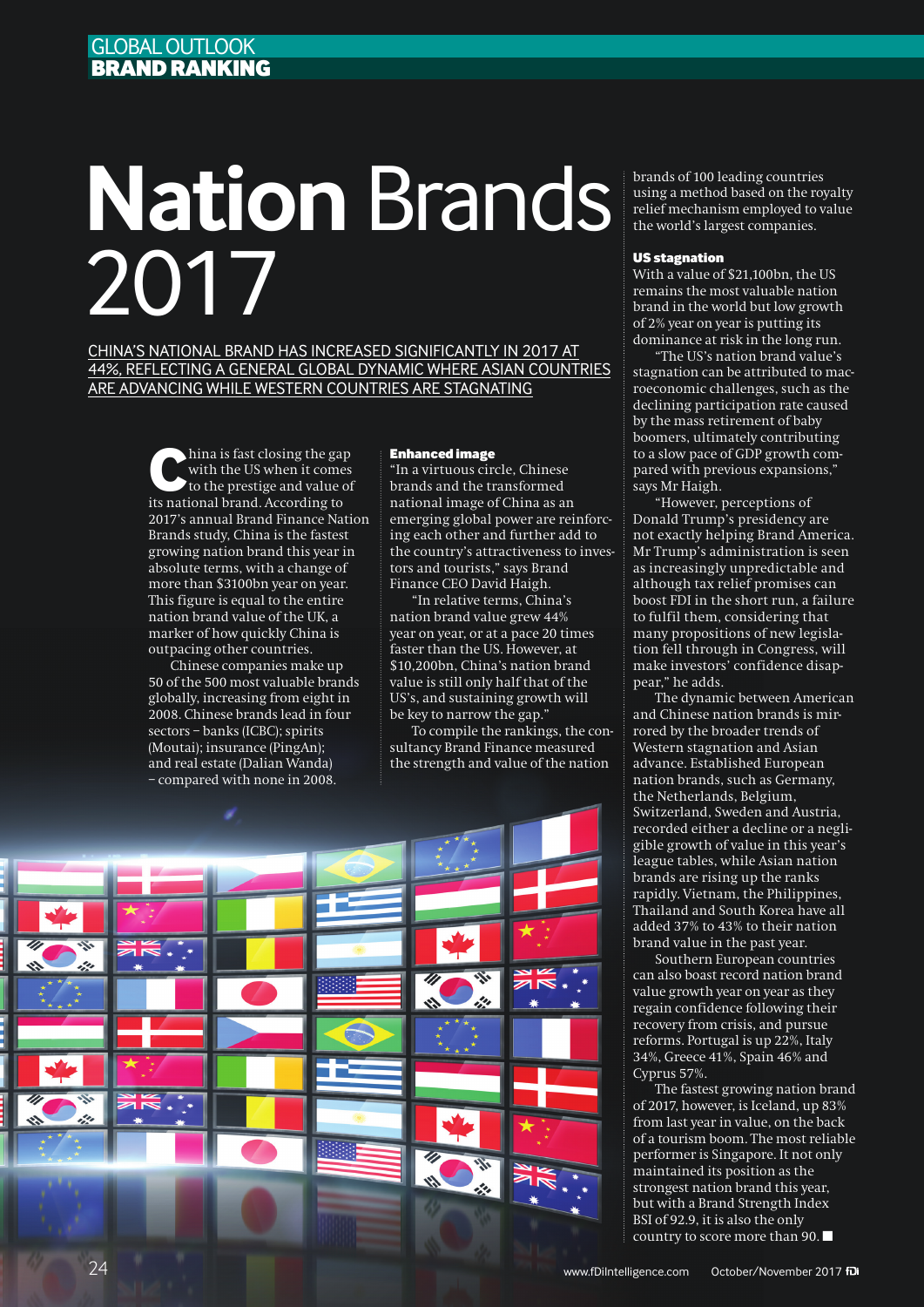GLOBAL OUTLOOK
**BRAND RANKING**

# Nation Brands 2017

CHINA'S NATIONAL BRAND HAS INCREASED SIGNIFICANTLY IN 2017 AT 44%, REFLECTING A GENERAL GLOBAL DYNAMIC WHERE ASIAN COUNTRIES ARE ADVANCING WHILE WESTERN COUNTRIES ARE STAGNATING

China is fast closing the gap with the US when it comes to the prestige and value of its national brand. According to 2017's annual Brand Finance Nation Brands study, China is the fastest growing nation brand this year in absolute terms, with a change of more than $3100bn year on year. This figure is equal to the entire nation brand value of the UK, a marker of how quickly China is outpacing other countries.

Chinese companies make up 50 of the 500 most valuable brands globally, increasing from eight in 2008. Chinese brands lead in four sectors – banks (ICBC); spirits (Moutai); insurance (PingAn); and real estate (Dalian Wanda) – compared with none in 2008.

### Enhanced image

"In a virtuous circle, Chinese brands and the transformed national image of China as an emerging global power are reinforcing each other and further add to the country's attractiveness to investors and tourists," says Brand Finance CEO David Haigh.

"In relative terms, China's nation brand value grew 44% year on year, or at a pace 20 times faster than the US. However, at $10,200bn, China's nation brand value is still only half that of the US's, and sustaining growth will be key to narrow the gap."

To compile the rankings, the consultancy Brand Finance measured the strength and value of the nation brands of 100 leading countries using a method based on the royalty relief mechanism employed to value the world's largest companies.

### US stagnation

With a value of $21,100bn, the US remains the most valuable nation brand in the world but low growth of 2% year on year is putting its dominance at risk in the long run.

"The US's nation brand value's stagnation can be attributed to macroeconomic challenges, such as the declining participation rate caused by the mass retirement of baby boomers, ultimately contributing to a slow pace of GDP growth compared with previous expansions," says Mr Haigh.

"However, perceptions of Donald Trump's presidency are not exactly helping Brand America. Mr Trump's administration is seen as increasingly unpredictable and although tax relief promises can boost FDI in the short run, a failure to fulfil them, considering that many propositions of new legislation fell through in Congress, will make investors' confidence disappear," he adds.

The dynamic between American and Chinese nation brands is mirrored by the broader trends of Western stagnation and Asian advance. Established European nation brands, such as Germany, the Netherlands, Belgium, Switzerland, Sweden and Austria, recorded either a decline or a negligible growth of value in this year's league tables, while Asian nation brands are rising up the ranks rapidly. Vietnam, the Philippines, Thailand and South Korea have all added 37% to 43% to their nation brand value in the past year.

Southern European countries can also boast record nation brand value growth year on year as they regain confidence following their recovery from crisis, and pursue reforms. Portugal is up 22%, Italy 34%, Greece 41%, Spain 46% and Cyprus 57%.

The fastest growing nation brand of 2017, however, is Iceland, up 83% from last year in value, on the back of a tourism boom. The most reliable performer is Singapore. It not only maintained its position as the strongest nation brand this year, but with a Brand Strength Index BSI of 92.9, it is also the only country to score more than 90. ■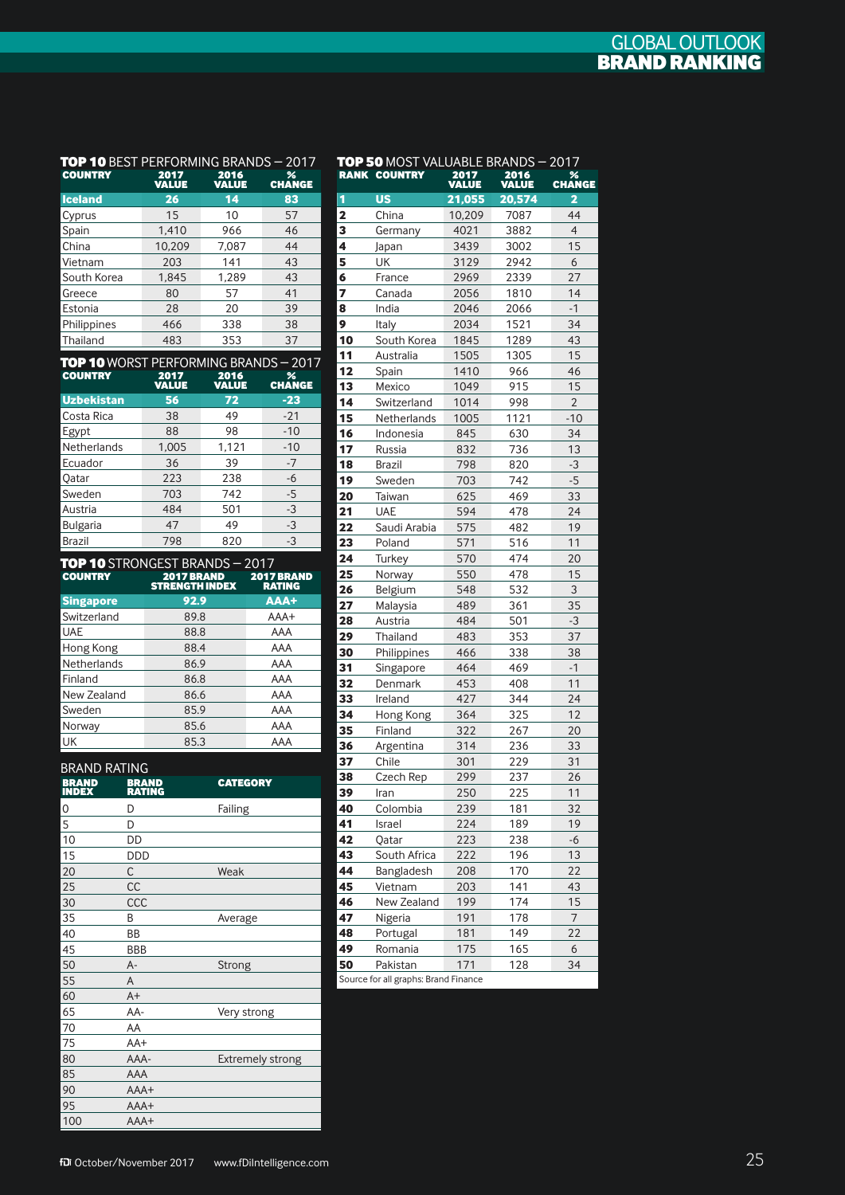# GLOBAL OUTLOOK
# BRAND RANKING

## TOP 10 BEST PERFORMING BRANDS – 2017

| COUNTRY | 2017 VALUE | 2016 VALUE | % CHANGE |
|---|---|---|---|
| Iceland | 26 | 14 | 83 |
| Cyprus | 15 | 10 | 57 |
| Spain | 1,410 | 966 | 46 |
| China | 10,209 | 7,087 | 44 |
| Vietnam | 203 | 141 | 43 |
| South Korea | 1,845 | 1,289 | 43 |
| Greece | 80 | 57 | 41 |
| Estonia | 28 | 20 | 39 |
| Philippines | 466 | 338 | 38 |
| Thailand | 483 | 353 | 37 |

## TOP 10 WORST PERFORMING BRANDS – 2017

| COUNTRY | 2017 VALUE | 2016 VALUE | % CHANGE |
|---|---|---|---|
| Uzbekistan | 56 | 72 | -23 |
| Costa Rica | 38 | 49 | -21 |
| Egypt | 88 | 98 | -10 |
| Netherlands | 1,005 | 1,121 | -10 |
| Ecuador | 36 | 39 | -7 |
| Qatar | 223 | 238 | -6 |
| Sweden | 703 | 742 | -5 |
| Austria | 484 | 501 | -3 |
| Bulgaria | 47 | 49 | -3 |
| Brazil | 798 | 820 | -3 |

## TOP 10 STRONGEST BRANDS – 2017

| COUNTRY | 2017 BRAND STRENGTH INDEX | 2017 BRAND RATING |
|---|---|---|
| Singapore | 92.9 | AAA+ |
| Switzerland | 89.8 | AAA+ |
| UAE | 88.8 | AAA |
| Hong Kong | 88.4 | AAA |
| Netherlands | 86.9 | AAA |
| Finland | 86.8 | AAA |
| New Zealand | 86.6 | AAA |
| Sweden | 85.9 | AAA |
| Norway | 85.6 | AAA |
| UK | 85.3 | AAA |

## BRAND RATING

| BRAND INDEX | BRAND RATING | CATEGORY |
|---|---|---|
| 0 | D | Failing |
| 5 | D | |
| 10 | DD | |
| 15 | DDD | |
| 20 | C | Weak |
| 25 | CC | |
| 30 | CCC | |
| 35 | B | Average |
| 40 | BB | |
| 45 | BBB | |
| 50 | A- | Strong |
| 55 | A | |
| 60 | A+ | |
| 65 | AA- | Very strong |
| 70 | AA | |
| 75 | AA+ | |
| 80 | AAA- | Extremely strong |
| 85 | AAA | |
| 90 | AAA+ | |
| 95 | AAA+ | |
| 100 | AAA+ | |

## TOP 50 MOST VALUABLE BRANDS – 2017

| RANK | COUNTRY | 2017 VALUE | 2016 VALUE | % CHANGE |
|---|---|---|---|---|
| 1 | US | 21,055 | 20,574 | 2 |
| 2 | China | 10,209 | 7087 | 44 |
| 3 | Germany | 4021 | 3882 | 4 |
| 4 | Japan | 3439 | 3002 | 15 |
| 5 | UK | 3129 | 2942 | 6 |
| 6 | France | 2969 | 2339 | 27 |
| 7 | Canada | 2056 | 1810 | 14 |
| 8 | India | 2046 | 2066 | -1 |
| 9 | Italy | 2034 | 1521 | 34 |
| 10 | South Korea | 1845 | 1289 | 43 |
| 11 | Australia | 1505 | 1305 | 15 |
| 12 | Spain | 1410 | 966 | 46 |
| 13 | Mexico | 1049 | 915 | 15 |
| 14 | Switzerland | 1014 | 998 | 2 |
| 15 | Netherlands | 1005 | 1121 | -10 |
| 16 | Indonesia | 845 | 630 | 34 |
| 17 | Russia | 832 | 736 | 13 |
| 18 | Brazil | 798 | 820 | -3 |
| 19 | Sweden | 703 | 742 | -5 |
| 20 | Taiwan | 625 | 469 | 33 |
| 21 | UAE | 594 | 478 | 24 |
| 22 | Saudi Arabia | 575 | 482 | 19 |
| 23 | Poland | 571 | 516 | 11 |
| 24 | Turkey | 570 | 474 | 20 |
| 25 | Norway | 550 | 478 | 15 |
| 26 | Belgium | 548 | 532 | 3 |
| 27 | Malaysia | 489 | 361 | 35 |
| 28 | Austria | 484 | 501 | -3 |
| 29 | Thailand | 483 | 353 | 37 |
| 30 | Philippines | 466 | 338 | 38 |
| 31 | Singapore | 464 | 469 | -1 |
| 32 | Denmark | 453 | 408 | 11 |
| 33 | Ireland | 427 | 344 | 24 |
| 34 | Hong Kong | 364 | 325 | 12 |
| 35 | Finland | 322 | 267 | 20 |
| 36 | Argentina | 314 | 236 | 33 |
| 37 | Chile | 301 | 229 | 31 |
| 38 | Czech Rep | 299 | 237 | 26 |
| 39 | Iran | 250 | 225 | 11 |
| 40 | Colombia | 239 | 181 | 32 |
| 41 | Israel | 224 | 189 | 19 |
| 42 | Qatar | 223 | 238 | -6 |
| 43 | South Africa | 222 | 196 | 13 |
| 44 | Bangladesh | 208 | 170 | 22 |
| 45 | Vietnam | 203 | 141 | 43 |
| 46 | New Zealand | 199 | 174 | 15 |
| 47 | Nigeria | 191 | 178 | 7 |
| 48 | Portugal | 181 | 149 | 22 |
| 49 | Romania | 175 | 165 | 6 |
| 50 | Pakistan | 171 | 128 | 34 |

Source for all graphs: Brand Finance